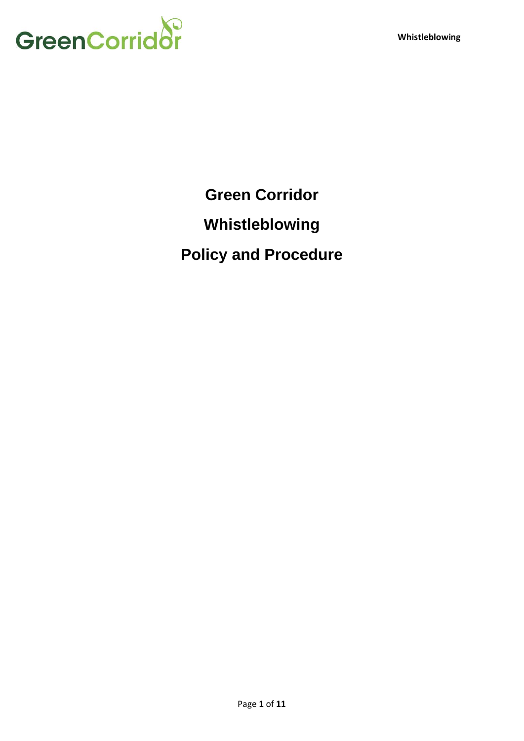# Green Corridor

# Whistleblowing

# Policy and Procedure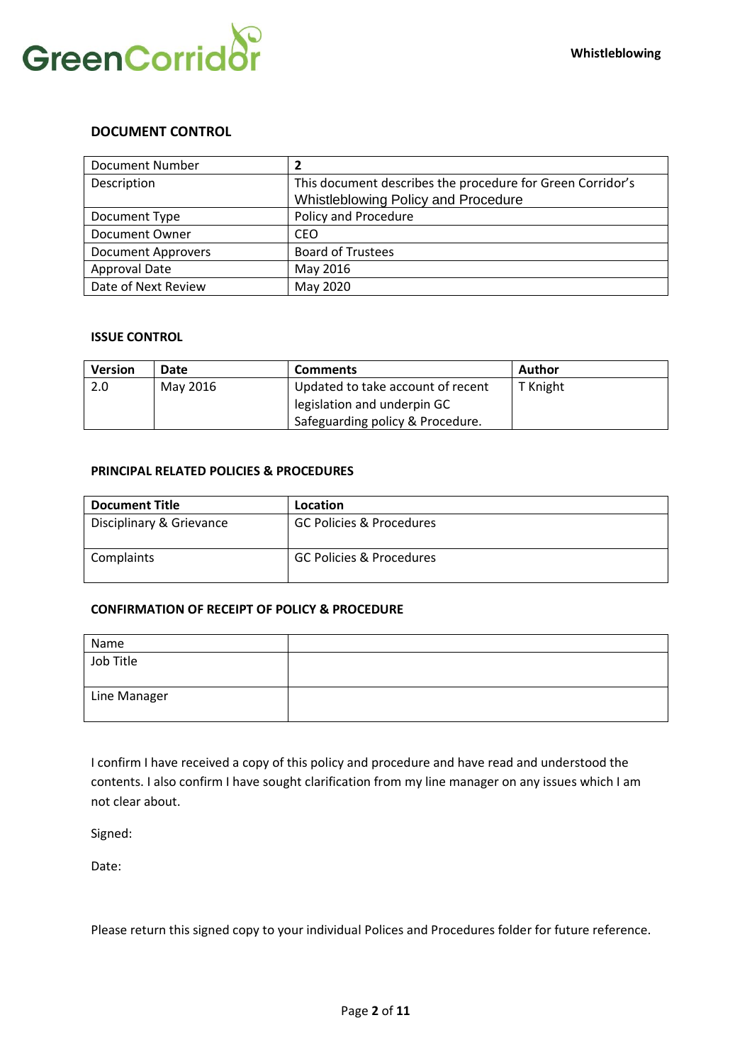## DOCUMENT CONTROL

| Document Number | **2** |
|---|---|
| Description | This document describes the procedure for Green Corridor's Whistleblowing Policy and Procedure |
| Document Type | Policy and Procedure |
| Document Owner | CEO |
| Document Approvers | Board of Trustees |
| Approval Date | May 2016 |
| Date of Next Review | May 2020 |

### ISSUE CONTROL

| Version | Date | Comments | Author |
|---|---|---|---|
| 2.0 | May 2016 | Updated to take account of recent legislation and underpin GC Safeguarding policy & Procedure. | T Knight |

### PRINCIPAL RELATED POLICIES & PROCEDURES

| Document Title | Location |
|---|---|
| Disciplinary & Grievance | GC Policies & Procedures |
| Complaints | GC Policies & Procedures |

### CONFIRMATION OF RECEIPT OF POLICY & PROCEDURE

| Name | |
|---|---|
| Job Title | |
| Line Manager | |

I confirm I have received a copy of this policy and procedure and have read and understood the contents. I also confirm I have sought clarification from my line manager on any issues which I am not clear about.

Signed:

Date:

Please return this signed copy to your individual Polices and Procedures folder for future reference.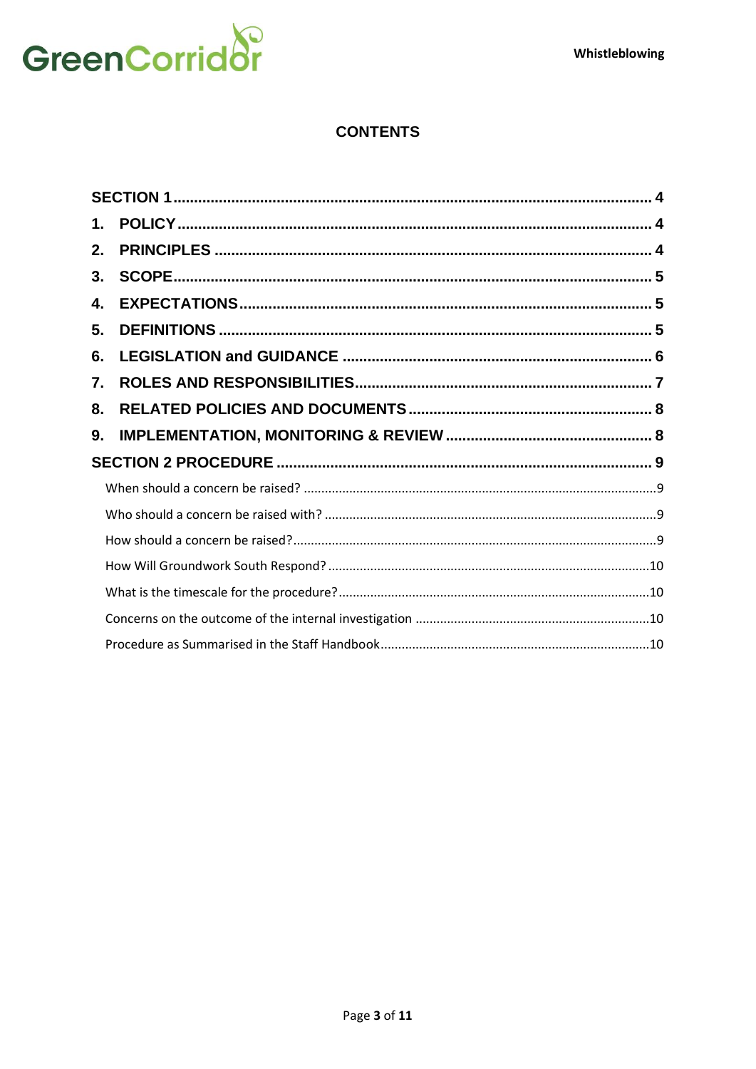## CONTENTS

**SECTION 1** .................................................................................................. **4**

**1. POLICY** ................................................................................................... **4**

**2. PRINCIPLES** ........................................................................................... **4**

**3. SCOPE** ..................................................................................................... **5**

**4. EXPECTATIONS** ..................................................................................... **5**

**5. DEFINITIONS** ......................................................................................... **5**

**6. LEGISLATION and GUIDANCE** ........................................................... **6**

**7. ROLES AND RESPONSIBILITIES** ......................................................... **7**

**8. RELATED POLICIES AND DOCUMENTS** ............................................ **8**

**9. IMPLEMENTATION, MONITORING & REVIEW** ................................... **8**

**SECTION 2 PROCEDURE** ........................................................................... **9**

When should a concern be raised? ........................................................................9

Who should a concern be raised with? ...................................................................9

How should a concern be raised? ............................................................................9

How Will Groundwork South Respond? ..................................................................10

What is the timescale for the procedure? ..............................................................10

Concerns on the outcome of the internal investigation ........................................10

Procedure as Summarised in the Staff Handbook .................................................10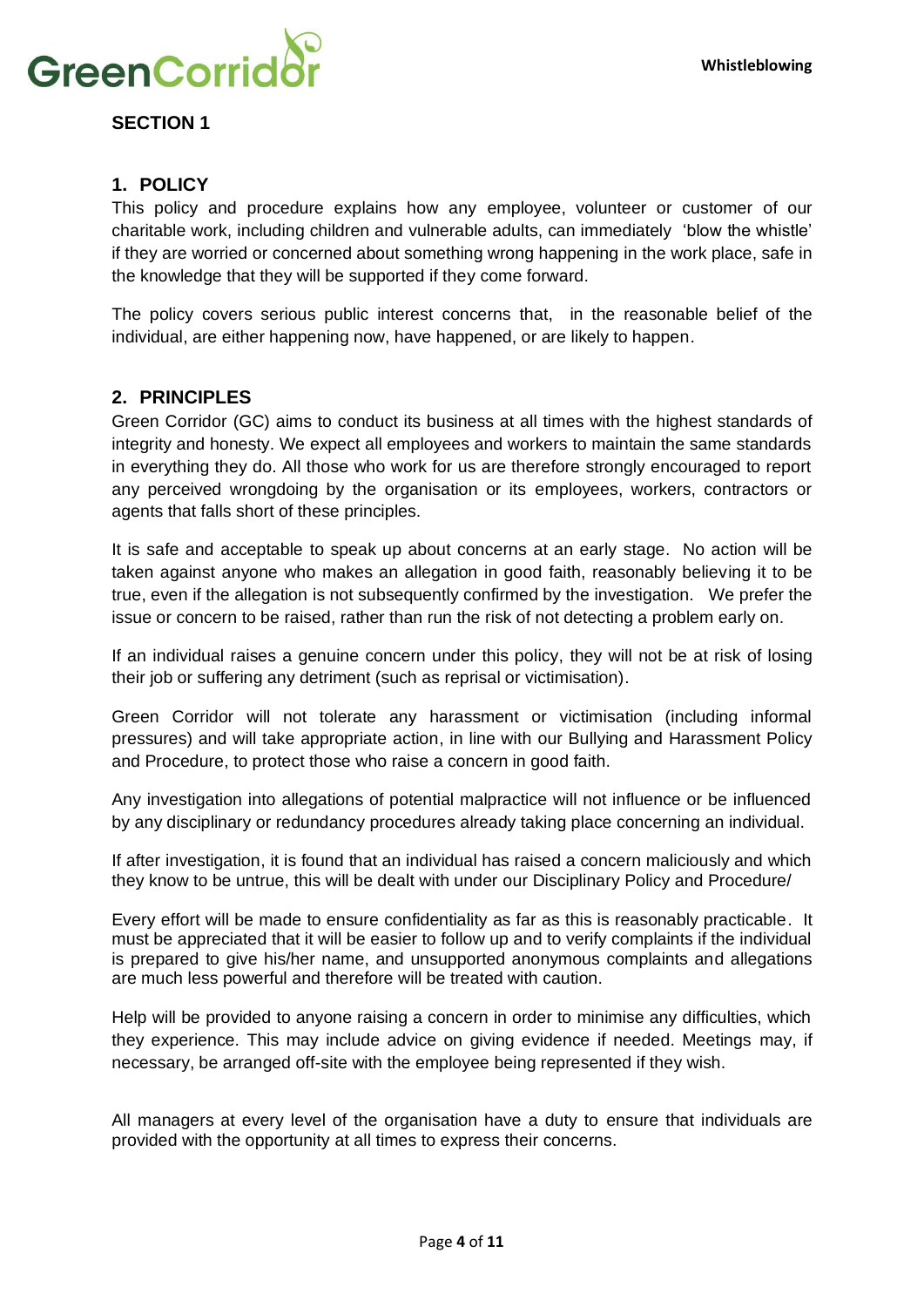## SECTION 1

### 1. POLICY

This policy and procedure explains how any employee, volunteer or customer of our charitable work, including children and vulnerable adults, can immediately 'blow the whistle' if they are worried or concerned about something wrong happening in the work place, safe in the knowledge that they will be supported if they come forward.

The policy covers serious public interest concerns that, in the reasonable belief of the individual, are either happening now, have happened, or are likely to happen.

### 2. PRINCIPLES

Green Corridor (GC) aims to conduct its business at all times with the highest standards of integrity and honesty. We expect all employees and workers to maintain the same standards in everything they do. All those who work for us are therefore strongly encouraged to report any perceived wrongdoing by the organisation or its employees, workers, contractors or agents that falls short of these principles.

It is safe and acceptable to speak up about concerns at an early stage. No action will be taken against anyone who makes an allegation in good faith, reasonably believing it to be true, even if the allegation is not subsequently confirmed by the investigation. We prefer the issue or concern to be raised, rather than run the risk of not detecting a problem early on.

If an individual raises a genuine concern under this policy, they will not be at risk of losing their job or suffering any detriment (such as reprisal or victimisation).

Green Corridor will not tolerate any harassment or victimisation (including informal pressures) and will take appropriate action, in line with our Bullying and Harassment Policy and Procedure, to protect those who raise a concern in good faith.

Any investigation into allegations of potential malpractice will not influence or be influenced by any disciplinary or redundancy procedures already taking place concerning an individual.

If after investigation, it is found that an individual has raised a concern maliciously and which they know to be untrue, this will be dealt with under our Disciplinary Policy and Procedure/

Every effort will be made to ensure confidentiality as far as this is reasonably practicable. It must be appreciated that it will be easier to follow up and to verify complaints if the individual is prepared to give his/her name, and unsupported anonymous complaints and allegations are much less powerful and therefore will be treated with caution.

Help will be provided to anyone raising a concern in order to minimise any difficulties, which they experience. This may include advice on giving evidence if needed. Meetings may, if necessary, be arranged off-site with the employee being represented if they wish.

All managers at every level of the organisation have a duty to ensure that individuals are provided with the opportunity at all times to express their concerns.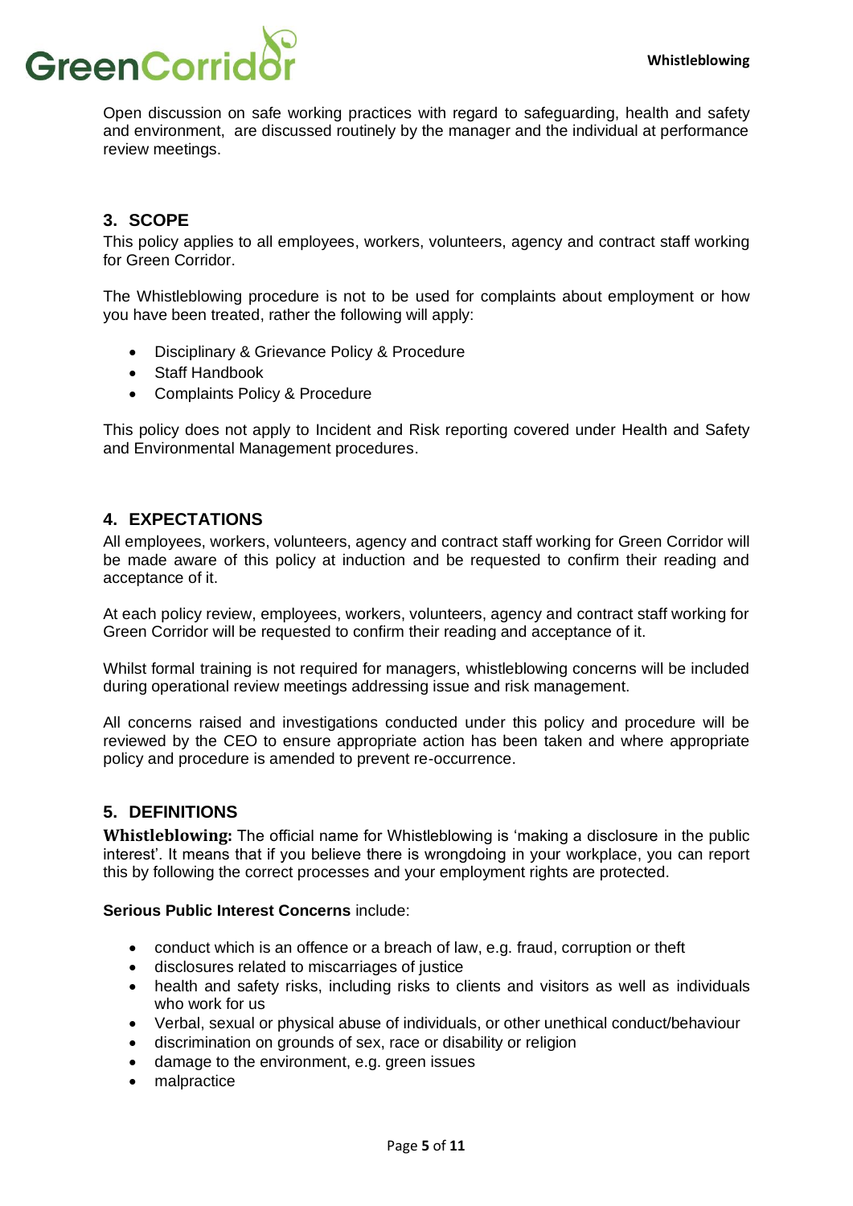Open discussion on safe working practices with regard to safeguarding, health and safety and environment, are discussed routinely by the manager and the individual at performance review meetings.

## 3. SCOPE

This policy applies to all employees, workers, volunteers, agency and contract staff working for Green Corridor.

The Whistleblowing procedure is not to be used for complaints about employment or how you have been treated, rather the following will apply:

- Disciplinary & Grievance Policy & Procedure
- Staff Handbook
- Complaints Policy & Procedure

This policy does not apply to Incident and Risk reporting covered under Health and Safety and Environmental Management procedures.

## 4. EXPECTATIONS

All employees, workers, volunteers, agency and contract staff working for Green Corridor will be made aware of this policy at induction and be requested to confirm their reading and acceptance of it.

At each policy review, employees, workers, volunteers, agency and contract staff working for Green Corridor will be requested to confirm their reading and acceptance of it.

Whilst formal training is not required for managers, whistleblowing concerns will be included during operational review meetings addressing issue and risk management.

All concerns raised and investigations conducted under this policy and procedure will be reviewed by the CEO to ensure appropriate action has been taken and where appropriate policy and procedure is amended to prevent re-occurrence.

## 5. DEFINITIONS

**Whistleblowing:** The official name for Whistleblowing is 'making a disclosure in the public interest'. It means that if you believe there is wrongdoing in your workplace, you can report this by following the correct processes and your employment rights are protected.

**Serious Public Interest Concerns** include:

- conduct which is an offence or a breach of law, e.g. fraud, corruption or theft
- disclosures related to miscarriages of justice
- health and safety risks, including risks to clients and visitors as well as individuals who work for us
- Verbal, sexual or physical abuse of individuals, or other unethical conduct/behaviour
- discrimination on grounds of sex, race or disability or religion
- damage to the environment, e.g. green issues
- malpractice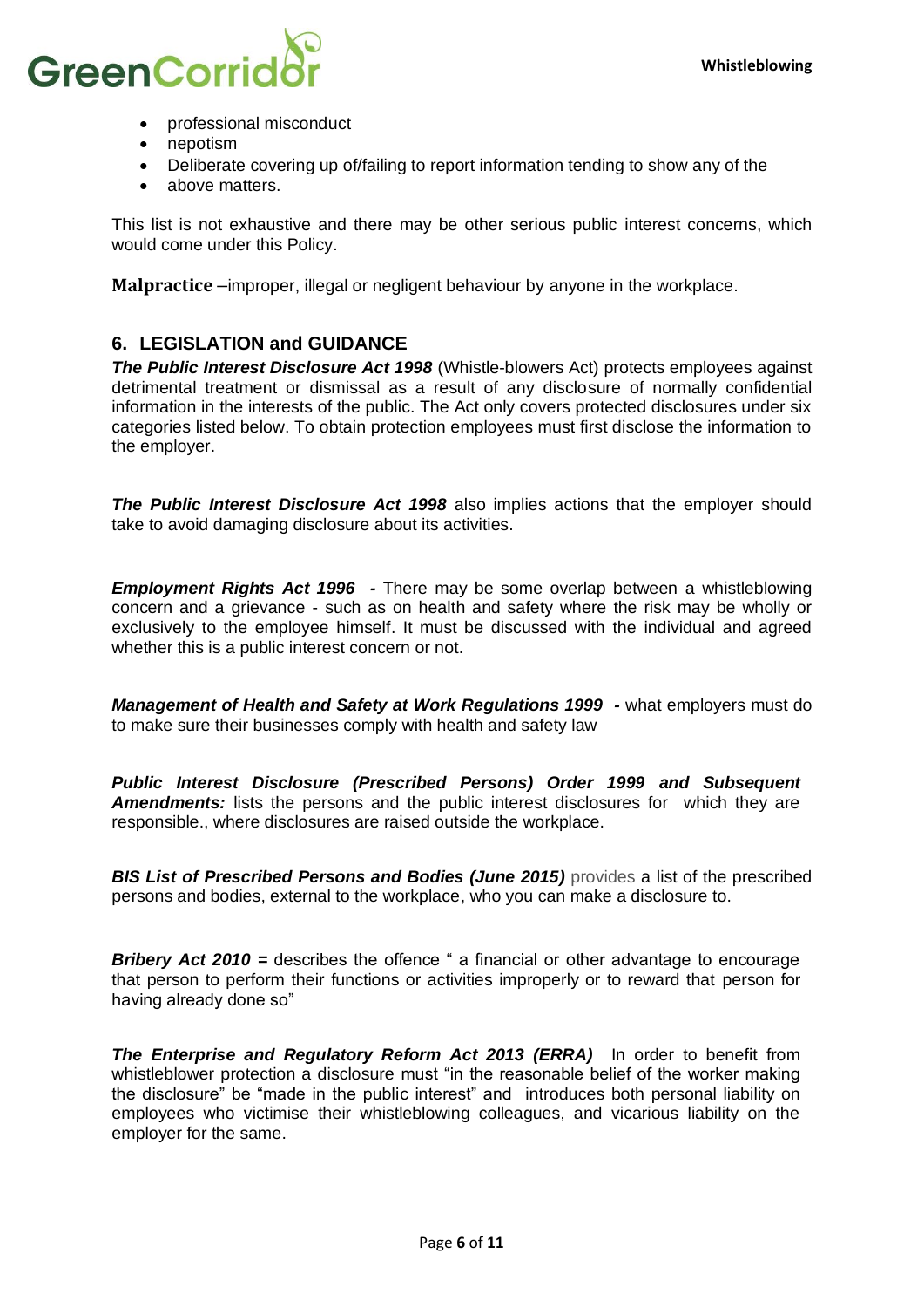- professional misconduct
- nepotism
- Deliberate covering up of/failing to report information tending to show any of the
- above matters.

This list is not exhaustive and there may be other serious public interest concerns, which would come under this Policy.

**Malpractice** –improper, illegal or negligent behaviour by anyone in the workplace.

## 6. LEGISLATION and GUIDANCE

***The Public Interest Disclosure Act 1998*** (Whistle-blowers Act) protects employees against detrimental treatment or dismissal as a result of any disclosure of normally confidential information in the interests of the public. The Act only covers protected disclosures under six categories listed below. To obtain protection employees must first disclose the information to the employer.

***The Public Interest Disclosure Act 1998*** also implies actions that the employer should take to avoid damaging disclosure about its activities.

***Employment Rights Act 1996 -*** There may be some overlap between a whistleblowing concern and a grievance - such as on health and safety where the risk may be wholly or exclusively to the employee himself. It must be discussed with the individual and agreed whether this is a public interest concern or not.

***Management of Health and Safety at Work Regulations 1999 -*** what employers must do to make sure their businesses comply with health and safety law

***Public Interest Disclosure (Prescribed Persons) Order 1999 and Subsequent Amendments:*** lists the persons and the public interest disclosures for which they are responsible., where disclosures are raised outside the workplace.

***BIS List of Prescribed Persons and Bodies (June 2015)*** provides a list of the prescribed persons and bodies, external to the workplace, who you can make a disclosure to.

***Bribery Act 2010 =*** describes the offence " a financial or other advantage to encourage that person to perform their functions or activities improperly or to reward that person for having already done so"

***The Enterprise and Regulatory Reform Act 2013 (ERRA)*** In order to benefit from whistleblower protection a disclosure must "in the reasonable belief of the worker making the disclosure" be "made in the public interest" and introduces both personal liability on employees who victimise their whistleblowing colleagues, and vicarious liability on the employer for the same.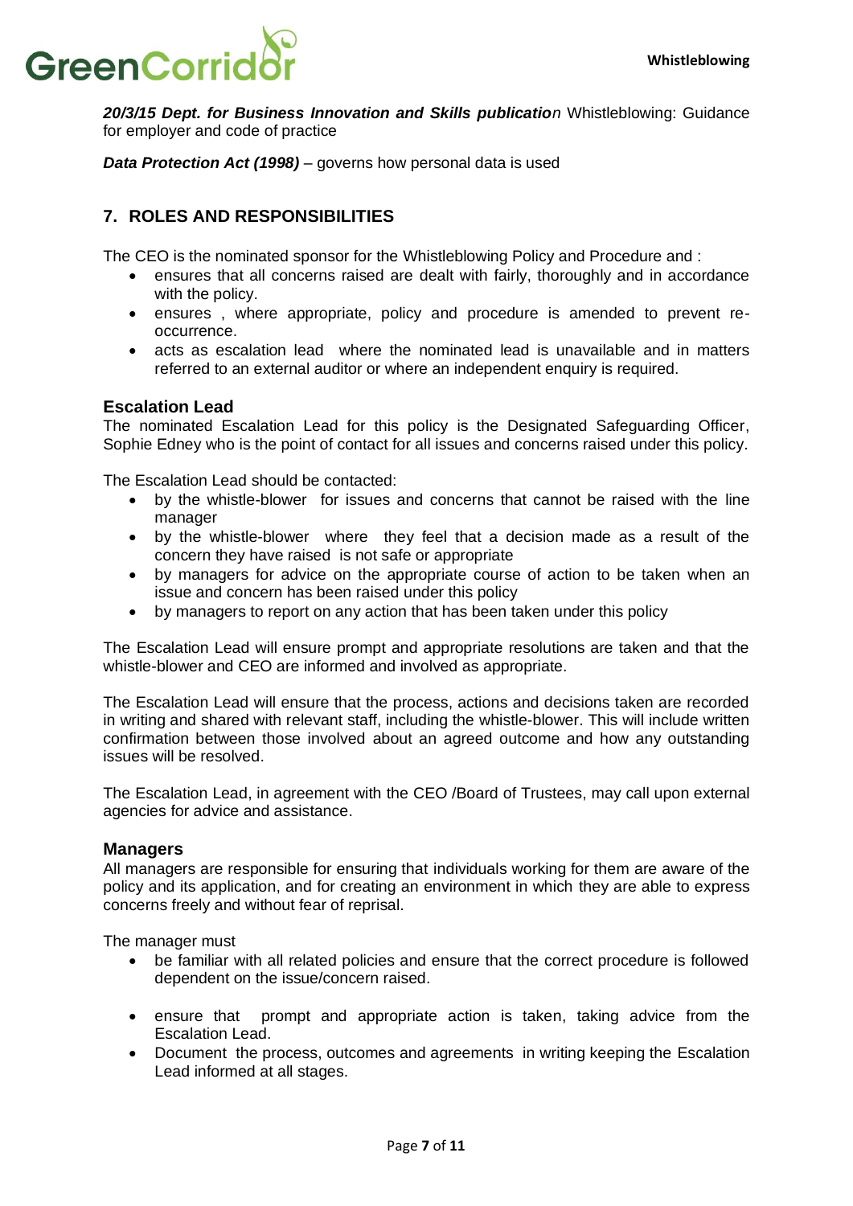***20/3/15 Dept. for Business Innovation and Skills publicatio****n* Whistleblowing: Guidance for employer and code of practice

***Data Protection Act (1998)*** – governs how personal data is used

## 7. ROLES AND RESPONSIBILITIES

The CEO is the nominated sponsor for the Whistleblowing Policy and Procedure and :

- ensures that all concerns raised are dealt with fairly, thoroughly and in accordance with the policy.
- ensures , where appropriate, policy and procedure is amended to prevent re-occurrence.
- acts as escalation lead where the nominated lead is unavailable and in matters referred to an external auditor or where an independent enquiry is required.

### Escalation Lead

The nominated Escalation Lead for this policy is the Designated Safeguarding Officer, Sophie Edney who is the point of contact for all issues and concerns raised under this policy.

The Escalation Lead should be contacted:

- by the whistle-blower for issues and concerns that cannot be raised with the line manager
- by the whistle-blower where they feel that a decision made as a result of the concern they have raised is not safe or appropriate
- by managers for advice on the appropriate course of action to be taken when an issue and concern has been raised under this policy
- by managers to report on any action that has been taken under this policy

The Escalation Lead will ensure prompt and appropriate resolutions are taken and that the whistle-blower and CEO are informed and involved as appropriate.

The Escalation Lead will ensure that the process, actions and decisions taken are recorded in writing and shared with relevant staff, including the whistle-blower. This will include written confirmation between those involved about an agreed outcome and how any outstanding issues will be resolved.

The Escalation Lead, in agreement with the CEO /Board of Trustees, may call upon external agencies for advice and assistance.

### Managers

All managers are responsible for ensuring that individuals working for them are aware of the policy and its application, and for creating an environment in which they are able to express concerns freely and without fear of reprisal.

The manager must

- be familiar with all related policies and ensure that the correct procedure is followed dependent on the issue/concern raised.
- ensure that prompt and appropriate action is taken, taking advice from the Escalation Lead.
- Document the process, outcomes and agreements in writing keeping the Escalation Lead informed at all stages.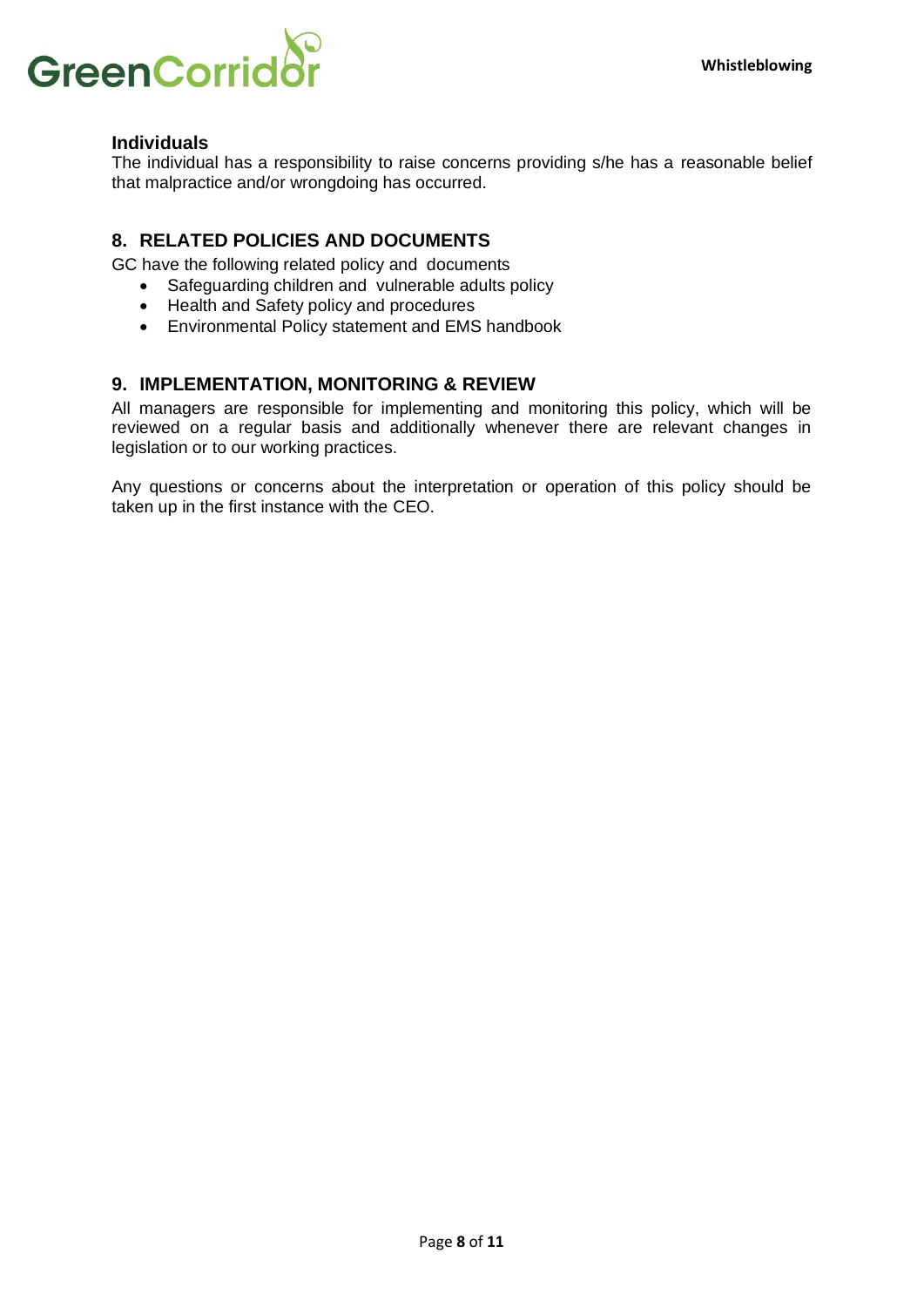### Individuals

The individual has a responsibility to raise concerns providing s/he has a reasonable belief that malpractice and/or wrongdoing has occurred.

## 8. RELATED POLICIES AND DOCUMENTS

GC have the following related policy and documents

- Safeguarding children and vulnerable adults policy
- Health and Safety policy and procedures
- Environmental Policy statement and EMS handbook

## 9. IMPLEMENTATION, MONITORING & REVIEW

All managers are responsible for implementing and monitoring this policy, which will be reviewed on a regular basis and additionally whenever there are relevant changes in legislation or to our working practices.

Any questions or concerns about the interpretation or operation of this policy should be taken up in the first instance with the CEO.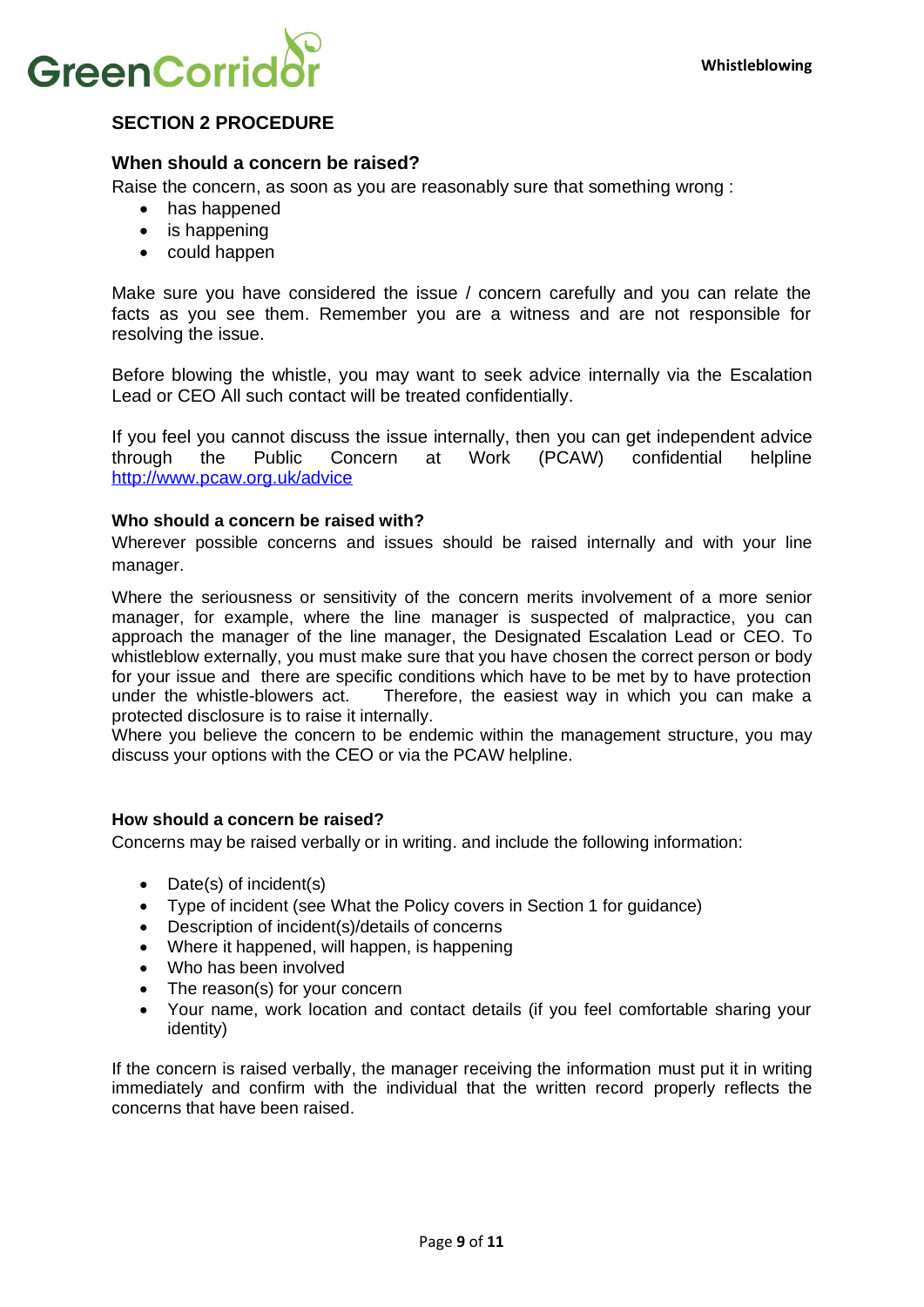## SECTION 2 PROCEDURE

### When should a concern be raised?

Raise the concern, as soon as you are reasonably sure that something wrong :

- has happened
- is happening
- could happen

Make sure you have considered the issue / concern carefully and you can relate the facts as you see them. Remember you are a witness and are not responsible for resolving the issue.

Before blowing the whistle, you may want to seek advice internally via the Escalation Lead or CEO All such contact will be treated confidentially.

If you feel you cannot discuss the issue internally, then you can get independent advice through the Public Concern at Work (PCAW) confidential helpline http://www.pcaw.org.uk/advice

#### Who should a concern be raised with?

Wherever possible concerns and issues should be raised internally and with your line manager.

Where the seriousness or sensitivity of the concern merits involvement of a more senior manager, for example, where the line manager is suspected of malpractice, you can approach the manager of the line manager, the Designated Escalation Lead or CEO. To whistleblow externally, you must make sure that you have chosen the correct person or body for your issue and there are specific conditions which have to be met by to have protection under the whistle-blowers act. Therefore, the easiest way in which you can make a protected disclosure is to raise it internally.
Where you believe the concern to be endemic within the management structure, you may discuss your options with the CEO or via the PCAW helpline.

#### How should a concern be raised?

Concerns may be raised verbally or in writing. and include the following information:

- Date(s) of incident(s)
- Type of incident (see What the Policy covers in Section 1 for guidance)
- Description of incident(s)/details of concerns
- Where it happened, will happen, is happening
- Who has been involved
- The reason(s) for your concern
- Your name, work location and contact details (if you feel comfortable sharing your identity)

If the concern is raised verbally, the manager receiving the information must put it in writing immediately and confirm with the individual that the written record properly reflects the concerns that have been raised.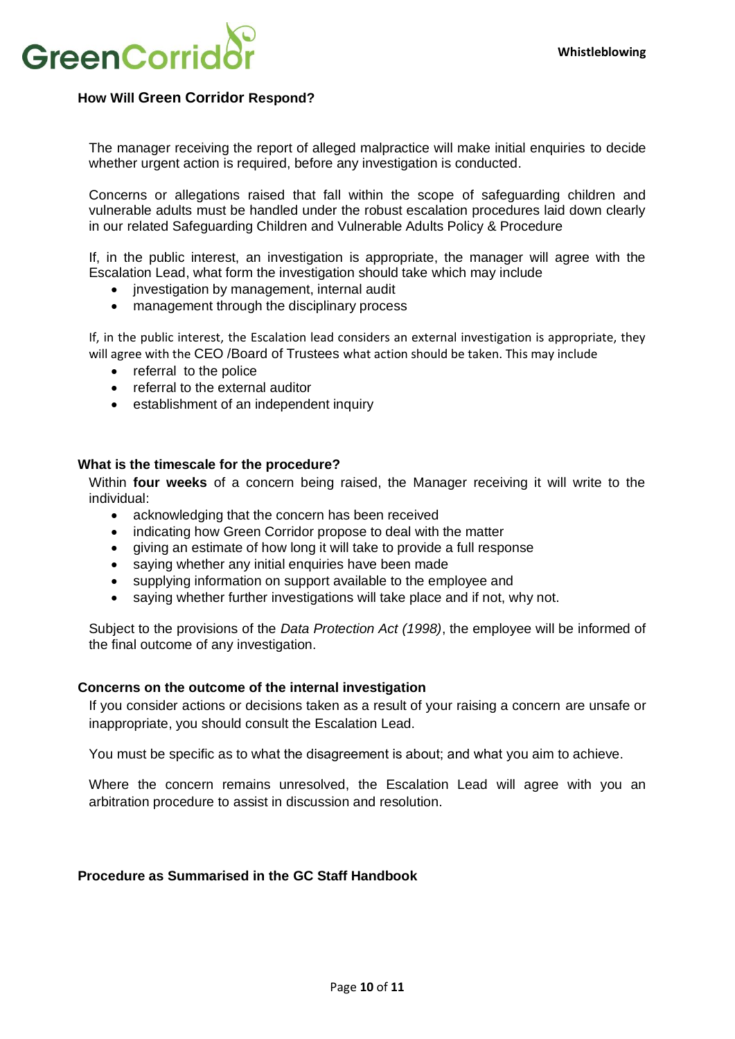### How Will Green Corridor Respond?

The manager receiving the report of alleged malpractice will make initial enquiries to decide whether urgent action is required, before any investigation is conducted.

Concerns or allegations raised that fall within the scope of safeguarding children and vulnerable adults must be handled under the robust escalation procedures laid down clearly in our related Safeguarding Children and Vulnerable Adults Policy & Procedure

If, in the public interest, an investigation is appropriate, the manager will agree with the Escalation Lead, what form the investigation should take which may include

- jnvestigation by management, internal audit
- management through the disciplinary process

If, in the public interest, the Escalation lead considers an external investigation is appropriate, they will agree with the CEO /Board of Trustees what action should be taken. This may include

- referral to the police
- referral to the external auditor
- establishment of an independent inquiry

### What is the timescale for the procedure?

Within **four weeks** of a concern being raised, the Manager receiving it will write to the individual:

- acknowledging that the concern has been received
- indicating how Green Corridor propose to deal with the matter
- giving an estimate of how long it will take to provide a full response
- saying whether any initial enquiries have been made
- supplying information on support available to the employee and
- saying whether further investigations will take place and if not, why not.

Subject to the provisions of the *Data Protection Act (1998)*, the employee will be informed of the final outcome of any investigation.

### Concerns on the outcome of the internal investigation

If you consider actions or decisions taken as a result of your raising a concern are unsafe or inappropriate, you should consult the Escalation Lead.

You must be specific as to what the disagreement is about; and what you aim to achieve.

Where the concern remains unresolved, the Escalation Lead will agree with you an arbitration procedure to assist in discussion and resolution.

### Procedure as Summarised in the GC Staff Handbook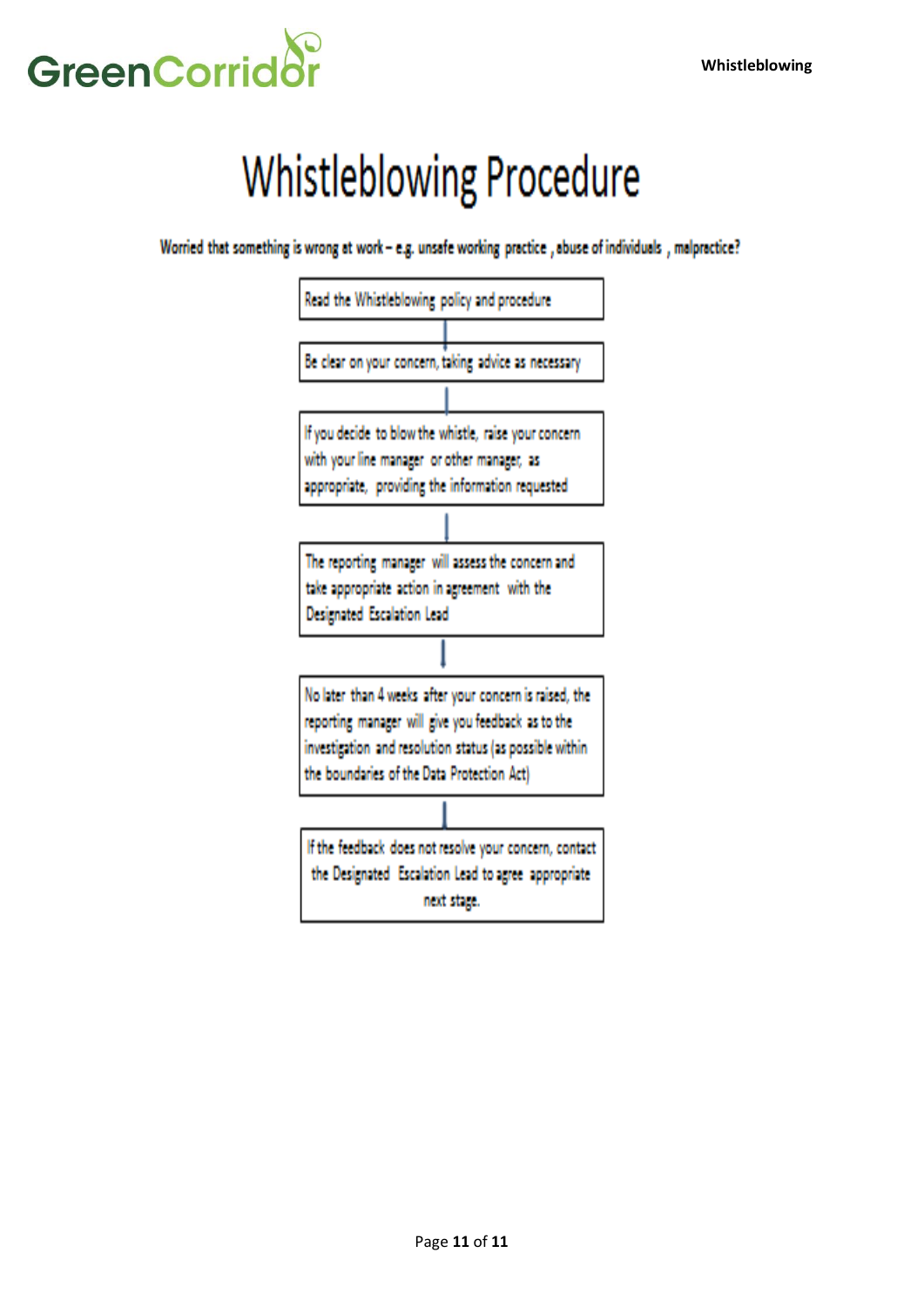# Whistleblowing Procedure

**Worried that something is wrong at work – e.g. unsafe working practice , abuse of individuals , malpractice?**

Read the Whistleblowing policy and procedure

↓

Be clear on your concern, taking advice as necessary

↓

If you decide to blow the whistle, raise your concern with your line manager or other manager, as appropriate, providing the information requested

↓

The reporting manager will assess the concern and take appropriate action in agreement with the Designated Escalation Lead

↓

No later than 4 weeks after your concern is raised, the reporting manager will give you feedback as to the investigation and resolution status (as possible within the boundaries of the Data Protection Act)

↓

If the feedback does not resolve your concern, contact the Designated Escalation Lead to agree appropriate next stage.